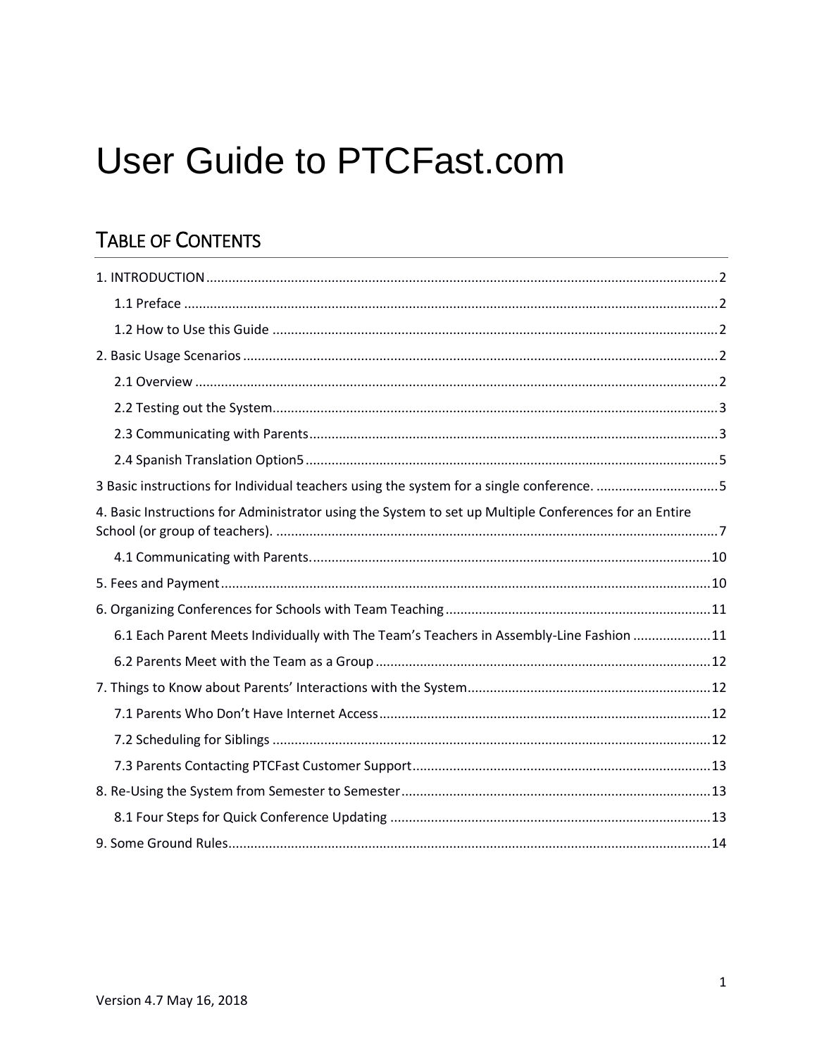# User Guide to PTCFast.com

## Table of Contents

1. INTRODUCTION ........ 2
   - 1.1 Preface ........ 2
   - 1.2 How to Use this Guide ........ 2

2. Basic Usage Scenarios ........ 2
   - 2.1 Overview ........ 2
   - 2.2 Testing out the System ........ 3
   - 2.3 Communicating with Parents ........ 3
   - 2.4 Spanish Translation Option5 ........ 5

3 Basic instructions for Individual teachers using the system for a single conference. ........ 5

4. Basic Instructions for Administrator using the System to set up Multiple Conferences for an Entire School (or group of teachers). ........ 7
   - 4.1 Communicating with Parents. ........ 10

5. Fees and Payment ........ 10

6. Organizing Conferences for Schools with Team Teaching ........ 11
   - 6.1 Each Parent Meets Individually with The Team's Teachers in Assembly-Line Fashion ........ 11
   - 6.2 Parents Meet with the Team as a Group ........ 12

7. Things to Know about Parents' Interactions with the System ........ 12
   - 7.1 Parents Who Don't Have Internet Access ........ 12
   - 7.2 Scheduling for Siblings ........ 12
   - 7.3 Parents Contacting PTCFast Customer Support ........ 13

8. Re-Using the System from Semester to Semester ........ 13
   - 8.1 Four Steps for Quick Conference Updating ........ 13

9. Some Ground Rules ........ 14

Version 4.7 May 16, 2018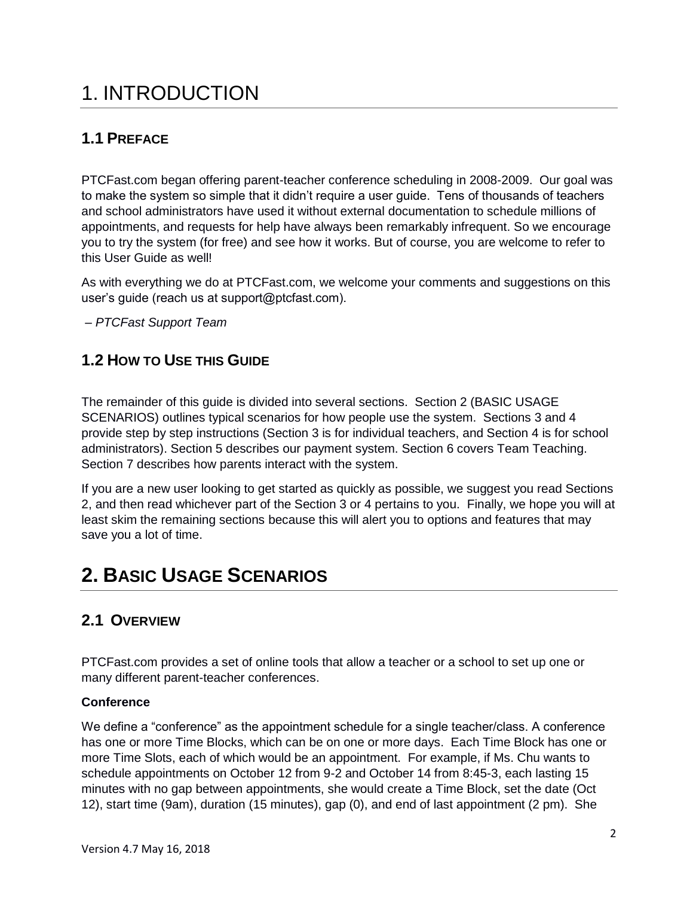# 1. INTRODUCTION

## 1.1 PREFACE

PTCFast.com began offering parent-teacher conference scheduling in 2008-2009. Our goal was to make the system so simple that it didn't require a user guide. Tens of thousands of teachers and school administrators have used it without external documentation to schedule millions of appointments, and requests for help have always been remarkably infrequent. So we encourage you to try the system (for free) and see how it works. But of course, you are welcome to refer to this User Guide as well!

As with everything we do at PTCFast.com, we welcome your comments and suggestions on this user's guide (reach us at support@ptcfast.com).

*– PTCFast Support Team*

## 1.2 HOW TO USE THIS GUIDE

The remainder of this guide is divided into several sections. Section 2 (BASIC USAGE SCENARIOS) outlines typical scenarios for how people use the system. Sections 3 and 4 provide step by step instructions (Section 3 is for individual teachers, and Section 4 is for school administrators). Section 5 describes our payment system. Section 6 covers Team Teaching. Section 7 describes how parents interact with the system.

If you are a new user looking to get started as quickly as possible, we suggest you read Sections 2, and then read whichever part of the Section 3 or 4 pertains to you. Finally, we hope you will at least skim the remaining sections because this will alert you to options and features that may save you a lot of time.

# 2. BASIC USAGE SCENARIOS

## 2.1 OVERVIEW

PTCFast.com provides a set of online tools that allow a teacher or a school to set up one or many different parent-teacher conferences.

**Conference**

We define a "conference" as the appointment schedule for a single teacher/class. A conference has one or more Time Blocks, which can be on one or more days. Each Time Block has one or more Time Slots, each of which would be an appointment. For example, if Ms. Chu wants to schedule appointments on October 12 from 9-2 and October 14 from 8:45-3, each lasting 15 minutes with no gap between appointments, she would create a Time Block, set the date (Oct 12), start time (9am), duration (15 minutes), gap (0), and end of last appointment (2 pm). She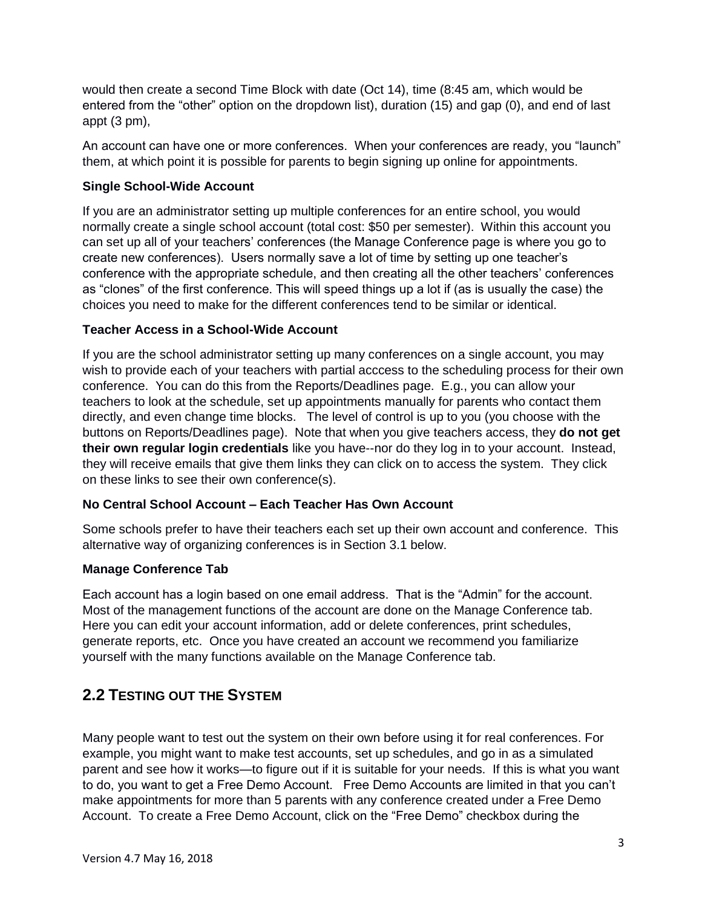would then create a second Time Block with date (Oct 14), time (8:45 am, which would be entered from the "other" option on the dropdown list), duration (15) and gap (0), and end of last appt (3 pm),

An account can have one or more conferences. When your conferences are ready, you "launch" them, at which point it is possible for parents to begin signing up online for appointments.

**Single School-Wide Account**

If you are an administrator setting up multiple conferences for an entire school, you would normally create a single school account (total cost: $50 per semester). Within this account you can set up all of your teachers' conferences (the Manage Conference page is where you go to create new conferences). Users normally save a lot of time by setting up one teacher's conference with the appropriate schedule, and then creating all the other teachers' conferences as "clones" of the first conference. This will speed things up a lot if (as is usually the case) the choices you need to make for the different conferences tend to be similar or identical.

**Teacher Access in a School-Wide Account**

If you are the school administrator setting up many conferences on a single account, you may wish to provide each of your teachers with partial acccess to the scheduling process for their own conference. You can do this from the Reports/Deadlines page. E.g., you can allow your teachers to look at the schedule, set up appointments manually for parents who contact them directly, and even change time blocks. The level of control is up to you (you choose with the buttons on Reports/Deadlines page). Note that when you give teachers access, they **do not get their own regular login credentials** like you have--nor do they log in to your account. Instead, they will receive emails that give them links they can click on to access the system. They click on these links to see their own conference(s).

**No Central School Account – Each Teacher Has Own Account**

Some schools prefer to have their teachers each set up their own account and conference. This alternative way of organizing conferences is in Section 3.1 below.

**Manage Conference Tab**

Each account has a login based on one email address. That is the "Admin" for the account. Most of the management functions of the account are done on the Manage Conference tab. Here you can edit your account information, add or delete conferences, print schedules, generate reports, etc. Once you have created an account we recommend you familiarize yourself with the many functions available on the Manage Conference tab.

## 2.2 Testing out the System

Many people want to test out the system on their own before using it for real conferences. For example, you might want to make test accounts, set up schedules, and go in as a simulated parent and see how it works—to figure out if it is suitable for your needs. If this is what you want to do, you want to get a Free Demo Account. Free Demo Accounts are limited in that you can't make appointments for more than 5 parents with any conference created under a Free Demo Account. To create a Free Demo Account, click on the "Free Demo" checkbox during the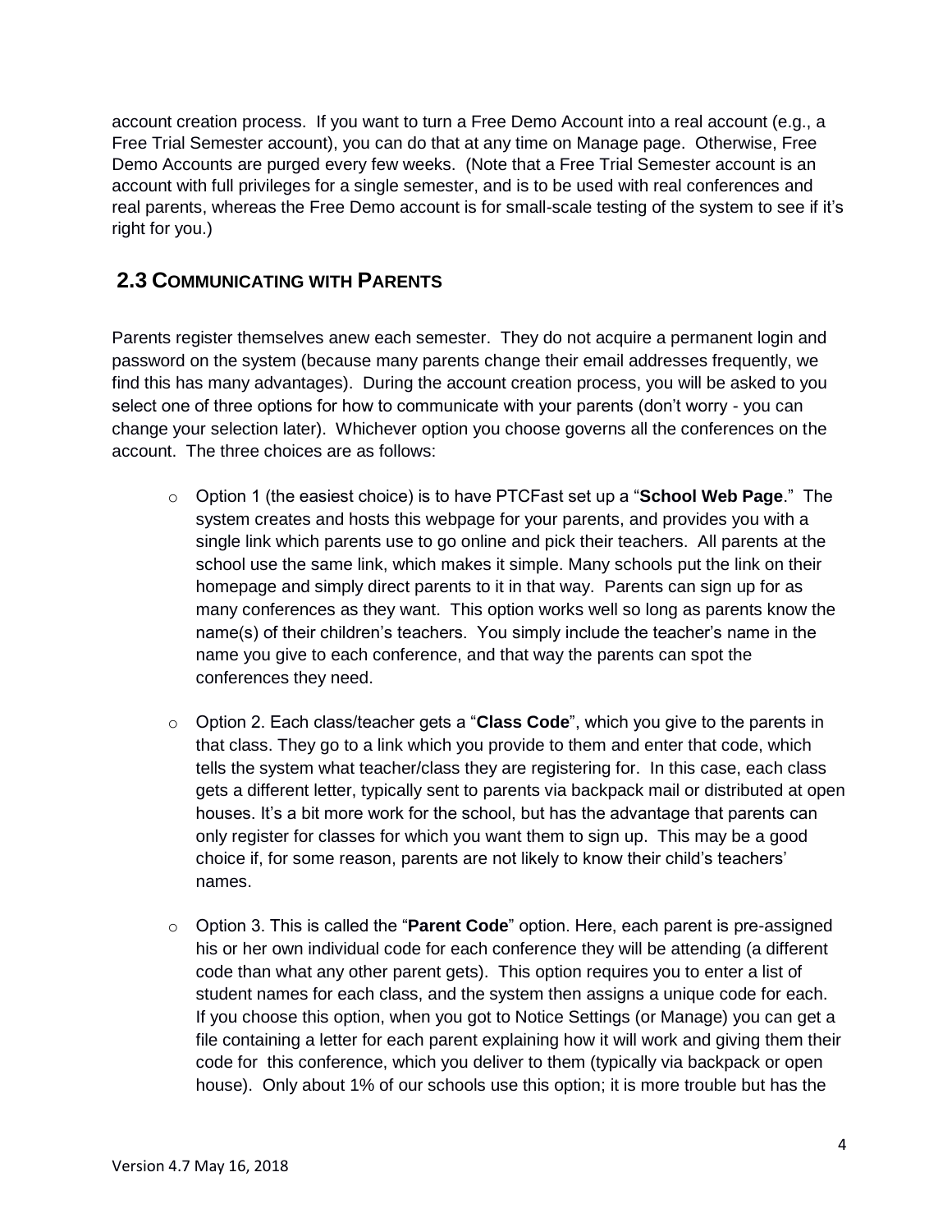account creation process. If you want to turn a Free Demo Account into a real account (e.g., a Free Trial Semester account), you can do that at any time on Manage page. Otherwise, Free Demo Accounts are purged every few weeks. (Note that a Free Trial Semester account is an account with full privileges for a single semester, and is to be used with real conferences and real parents, whereas the Free Demo account is for small-scale testing of the system to see if it's right for you.)

## 2.3 Communicating with Parents

Parents register themselves anew each semester. They do not acquire a permanent login and password on the system (because many parents change their email addresses frequently, we find this has many advantages). During the account creation process, you will be asked to you select one of three options for how to communicate with your parents (don't worry - you can change your selection later). Whichever option you choose governs all the conferences on the account. The three choices are as follows:

- Option 1 (the easiest choice) is to have PTCFast set up a "**School Web Page**." The system creates and hosts this webpage for your parents, and provides you with a single link which parents use to go online and pick their teachers. All parents at the school use the same link, which makes it simple. Many schools put the link on their homepage and simply direct parents to it in that way. Parents can sign up for as many conferences as they want. This option works well so long as parents know the name(s) of their children's teachers. You simply include the teacher's name in the name you give to each conference, and that way the parents can spot the conferences they need.

- Option 2. Each class/teacher gets a "**Class Code**", which you give to the parents in that class. They go to a link which you provide to them and enter that code, which tells the system what teacher/class they are registering for. In this case, each class gets a different letter, typically sent to parents via backpack mail or distributed at open houses. It's a bit more work for the school, but has the advantage that parents can only register for classes for which you want them to sign up. This may be a good choice if, for some reason, parents are not likely to know their child's teachers' names.

- Option 3. This is called the "**Parent Code**" option. Here, each parent is pre-assigned his or her own individual code for each conference they will be attending (a different code than what any other parent gets). This option requires you to enter a list of student names for each class, and the system then assigns a unique code for each. If you choose this option, when you got to Notice Settings (or Manage) you can get a file containing a letter for each parent explaining how it will work and giving them their code for this conference, which you deliver to them (typically via backpack or open house). Only about 1% of our schools use this option; it is more trouble but has the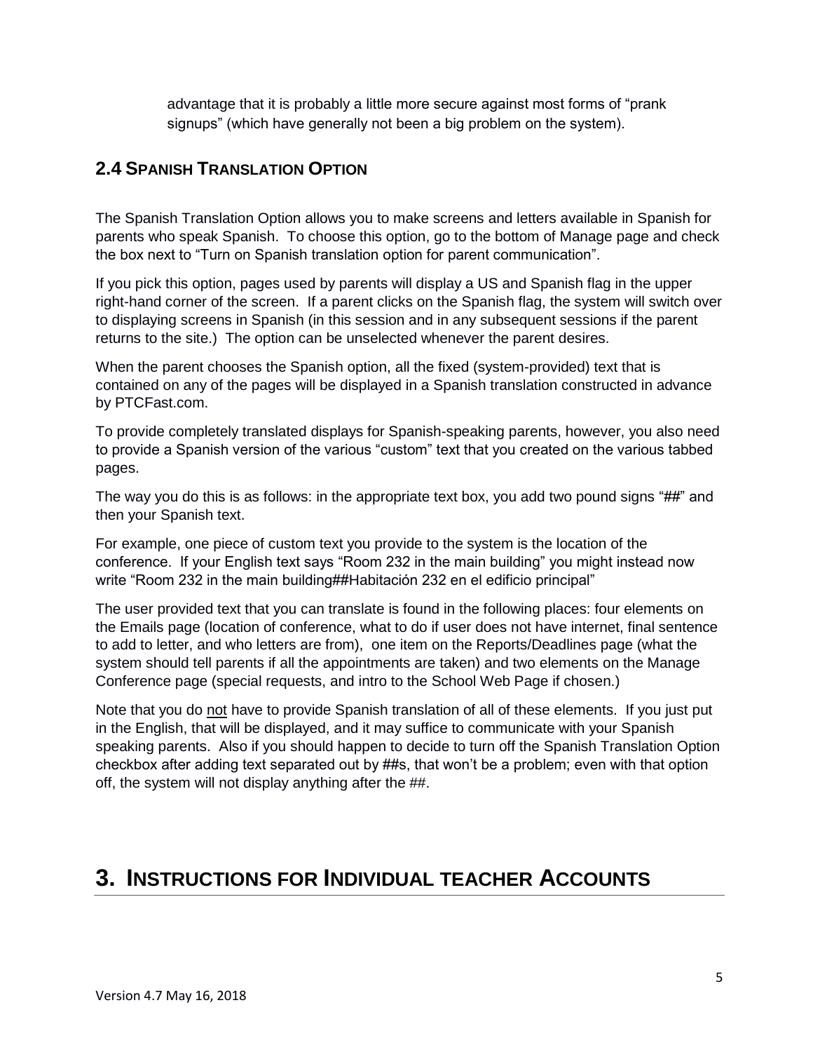advantage that it is probably a little more secure against most forms of "prank signups" (which have generally not been a big problem on the system).

## 2.4 Spanish Translation Option

The Spanish Translation Option allows you to make screens and letters available in Spanish for parents who speak Spanish. To choose this option, go to the bottom of Manage page and check the box next to "Turn on Spanish translation option for parent communication".

If you pick this option, pages used by parents will display a US and Spanish flag in the upper right-hand corner of the screen. If a parent clicks on the Spanish flag, the system will switch over to displaying screens in Spanish (in this session and in any subsequent sessions if the parent returns to the site.) The option can be unselected whenever the parent desires.

When the parent chooses the Spanish option, all the fixed (system-provided) text that is contained on any of the pages will be displayed in a Spanish translation constructed in advance by PTCFast.com.

To provide completely translated displays for Spanish-speaking parents, however, you also need to provide a Spanish version of the various "custom" text that you created on the various tabbed pages.

The way you do this is as follows: in the appropriate text box, you add two pound signs "##" and then your Spanish text.

For example, one piece of custom text you provide to the system is the location of the conference. If your English text says "Room 232 in the main building" you might instead now write "Room 232 in the main building##Habitación 232 en el edificio principal"

The user provided text that you can translate is found in the following places: four elements on the Emails page (location of conference, what to do if user does not have internet, final sentence to add to letter, and who letters are from), one item on the Reports/Deadlines page (what the system should tell parents if all the appointments are taken) and two elements on the Manage Conference page (special requests, and intro to the School Web Page if chosen.)

Note that you do not have to provide Spanish translation of all of these elements. If you just put in the English, that will be displayed, and it may suffice to communicate with your Spanish speaking parents. Also if you should happen to decide to turn off the Spanish Translation Option checkbox after adding text separated out by ##s, that won't be a problem; even with that option off, the system will not display anything after the ##.

# 3. Instructions for Individual teacher Accounts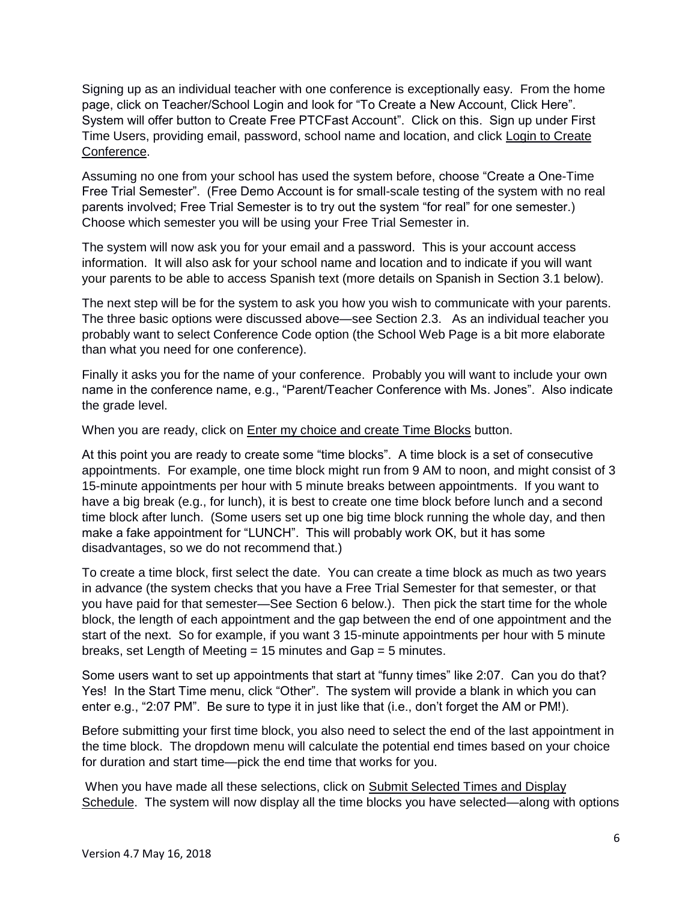Signing up as an individual teacher with one conference is exceptionally easy. From the home page, click on Teacher/School Login and look for "To Create a New Account, Click Here". System will offer button to Create Free PTCFast Account". Click on this. Sign up under First Time Users, providing email, password, school name and location, and click <u>Login to Create Conference</u>.

Assuming no one from your school has used the system before, choose "Create a One-Time Free Trial Semester". (Free Demo Account is for small-scale testing of the system with no real parents involved; Free Trial Semester is to try out the system "for real" for one semester.) Choose which semester you will be using your Free Trial Semester in.

The system will now ask you for your email and a password. This is your account access information. It will also ask for your school name and location and to indicate if you will want your parents to be able to access Spanish text (more details on Spanish in Section 3.1 below).

The next step will be for the system to ask you how you wish to communicate with your parents. The three basic options were discussed above—see Section 2.3. As an individual teacher you probably want to select Conference Code option (the School Web Page is a bit more elaborate than what you need for one conference).

Finally it asks you for the name of your conference. Probably you will want to include your own name in the conference name, e.g., "Parent/Teacher Conference with Ms. Jones". Also indicate the grade level.

When you are ready, click on <u>Enter my choice and create Time Blocks</u> button.

At this point you are ready to create some "time blocks". A time block is a set of consecutive appointments. For example, one time block might run from 9 AM to noon, and might consist of 3 15-minute appointments per hour with 5 minute breaks between appointments. If you want to have a big break (e.g., for lunch), it is best to create one time block before lunch and a second time block after lunch. (Some users set up one big time block running the whole day, and then make a fake appointment for "LUNCH". This will probably work OK, but it has some disadvantages, so we do not recommend that.)

To create a time block, first select the date. You can create a time block as much as two years in advance (the system checks that you have a Free Trial Semester for that semester, or that you have paid for that semester—See Section 6 below.). Then pick the start time for the whole block, the length of each appointment and the gap between the end of one appointment and the start of the next. So for example, if you want 3 15-minute appointments per hour with 5 minute breaks, set Length of Meeting = 15 minutes and Gap = 5 minutes.

Some users want to set up appointments that start at "funny times" like 2:07. Can you do that? Yes! In the Start Time menu, click "Other". The system will provide a blank in which you can enter e.g., "2:07 PM". Be sure to type it in just like that (i.e., don't forget the AM or PM!).

Before submitting your first time block, you also need to select the end of the last appointment in the time block. The dropdown menu will calculate the potential end times based on your choice for duration and start time—pick the end time that works for you.

When you have made all these selections, click on <u>Submit Selected Times and Display Schedule</u>. The system will now display all the time blocks you have selected—along with options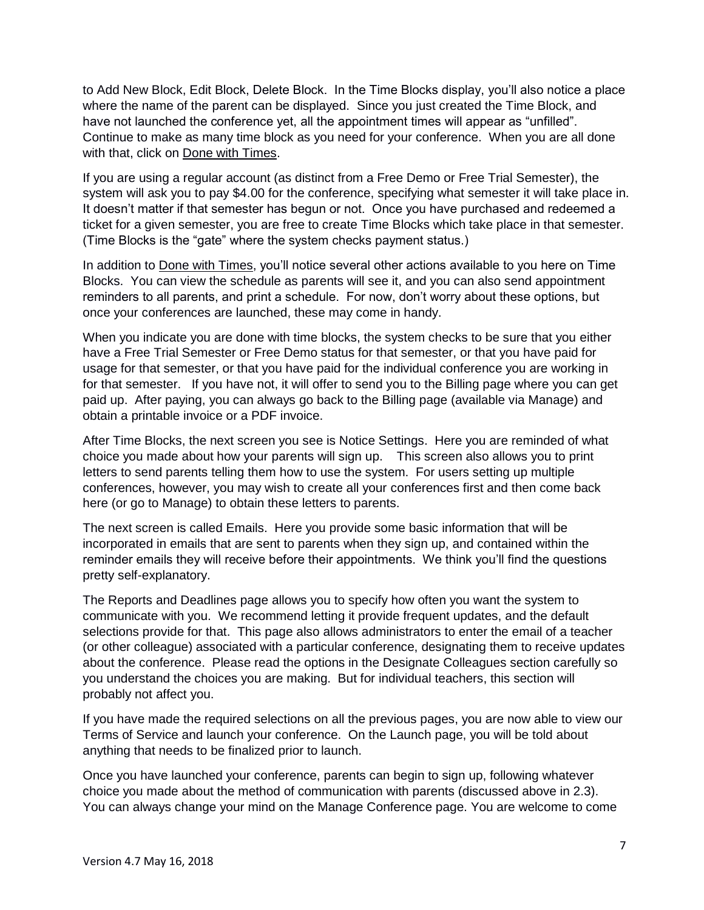to Add New Block, Edit Block, Delete Block. In the Time Blocks display, you'll also notice a place where the name of the parent can be displayed. Since you just created the Time Block, and have not launched the conference yet, all the appointment times will appear as "unfilled". Continue to make as many time block as you need for your conference. When you are all done with that, click on Done with Times.

If you are using a regular account (as distinct from a Free Demo or Free Trial Semester), the system will ask you to pay $4.00 for the conference, specifying what semester it will take place in. It doesn't matter if that semester has begun or not. Once you have purchased and redeemed a ticket for a given semester, you are free to create Time Blocks which take place in that semester. (Time Blocks is the "gate" where the system checks payment status.)

In addition to Done with Times, you'll notice several other actions available to you here on Time Blocks. You can view the schedule as parents will see it, and you can also send appointment reminders to all parents, and print a schedule. For now, don't worry about these options, but once your conferences are launched, these may come in handy.

When you indicate you are done with time blocks, the system checks to be sure that you either have a Free Trial Semester or Free Demo status for that semester, or that you have paid for usage for that semester, or that you have paid for the individual conference you are working in for that semester. If you have not, it will offer to send you to the Billing page where you can get paid up. After paying, you can always go back to the Billing page (available via Manage) and obtain a printable invoice or a PDF invoice.

After Time Blocks, the next screen you see is Notice Settings. Here you are reminded of what choice you made about how your parents will sign up. This screen also allows you to print letters to send parents telling them how to use the system. For users setting up multiple conferences, however, you may wish to create all your conferences first and then come back here (or go to Manage) to obtain these letters to parents.

The next screen is called Emails. Here you provide some basic information that will be incorporated in emails that are sent to parents when they sign up, and contained within the reminder emails they will receive before their appointments. We think you'll find the questions pretty self-explanatory.

The Reports and Deadlines page allows you to specify how often you want the system to communicate with you. We recommend letting it provide frequent updates, and the default selections provide for that. This page also allows administrators to enter the email of a teacher (or other colleague) associated with a particular conference, designating them to receive updates about the conference. Please read the options in the Designate Colleagues section carefully so you understand the choices you are making. But for individual teachers, this section will probably not affect you.

If you have made the required selections on all the previous pages, you are now able to view our Terms of Service and launch your conference. On the Launch page, you will be told about anything that needs to be finalized prior to launch.

Once you have launched your conference, parents can begin to sign up, following whatever choice you made about the method of communication with parents (discussed above in 2.3). You can always change your mind on the Manage Conference page. You are welcome to come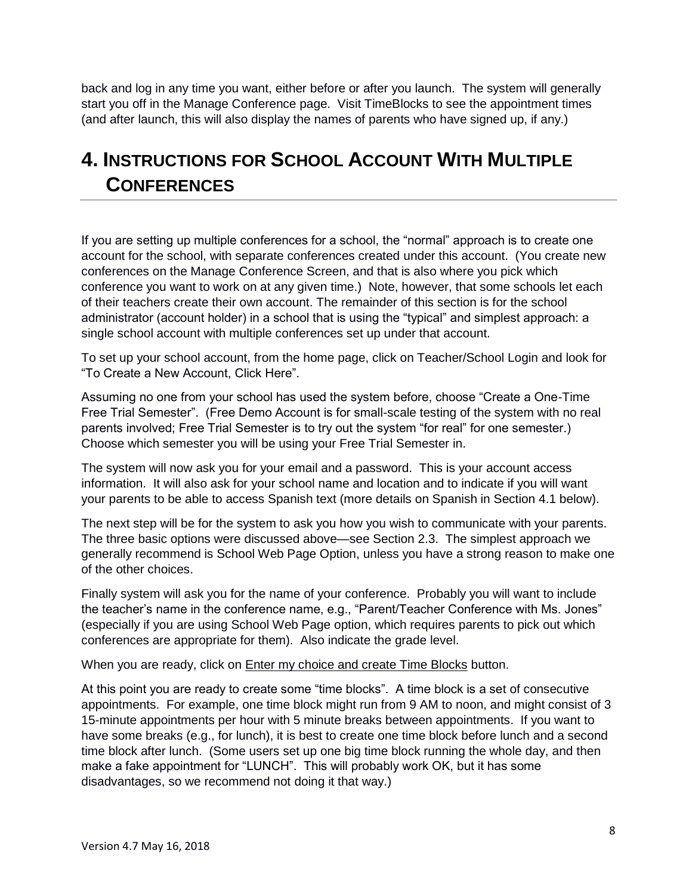back and log in any time you want, either before or after you launch. The system will generally start you off in the Manage Conference page. Visit TimeBlocks to see the appointment times (and after launch, this will also display the names of parents who have signed up, if any.)

# 4. Instructions for School Account With Multiple Conferences

If you are setting up multiple conferences for a school, the "normal" approach is to create one account for the school, with separate conferences created under this account. (You create new conferences on the Manage Conference Screen, and that is also where you pick which conference you want to work on at any given time.) Note, however, that some schools let each of their teachers create their own account. The remainder of this section is for the school administrator (account holder) in a school that is using the "typical" and simplest approach: a single school account with multiple conferences set up under that account.

To set up your school account, from the home page, click on Teacher/School Login and look for "To Create a New Account, Click Here".

Assuming no one from your school has used the system before, choose "Create a One-Time Free Trial Semester". (Free Demo Account is for small-scale testing of the system with no real parents involved; Free Trial Semester is to try out the system "for real" for one semester.) Choose which semester you will be using your Free Trial Semester in.

The system will now ask you for your email and a password. This is your account access information. It will also ask for your school name and location and to indicate if you will want your parents to be able to access Spanish text (more details on Spanish in Section 4.1 below).

The next step will be for the system to ask you how you wish to communicate with your parents. The three basic options were discussed above—see Section 2.3. The simplest approach we generally recommend is School Web Page Option, unless you have a strong reason to make one of the other choices.

Finally system will ask you for the name of your conference. Probably you will want to include the teacher's name in the conference name, e.g., "Parent/Teacher Conference with Ms. Jones" (especially if you are using School Web Page option, which requires parents to pick out which conferences are appropriate for them). Also indicate the grade level.

When you are ready, click on Enter my choice and create Time Blocks button.

At this point you are ready to create some "time blocks". A time block is a set of consecutive appointments. For example, one time block might run from 9 AM to noon, and might consist of 3 15-minute appointments per hour with 5 minute breaks between appointments. If you want to have some breaks (e.g., for lunch), it is best to create one time block before lunch and a second time block after lunch. (Some users set up one big time block running the whole day, and then make a fake appointment for "LUNCH". This will probably work OK, but it has some disadvantages, so we recommend not doing it that way.)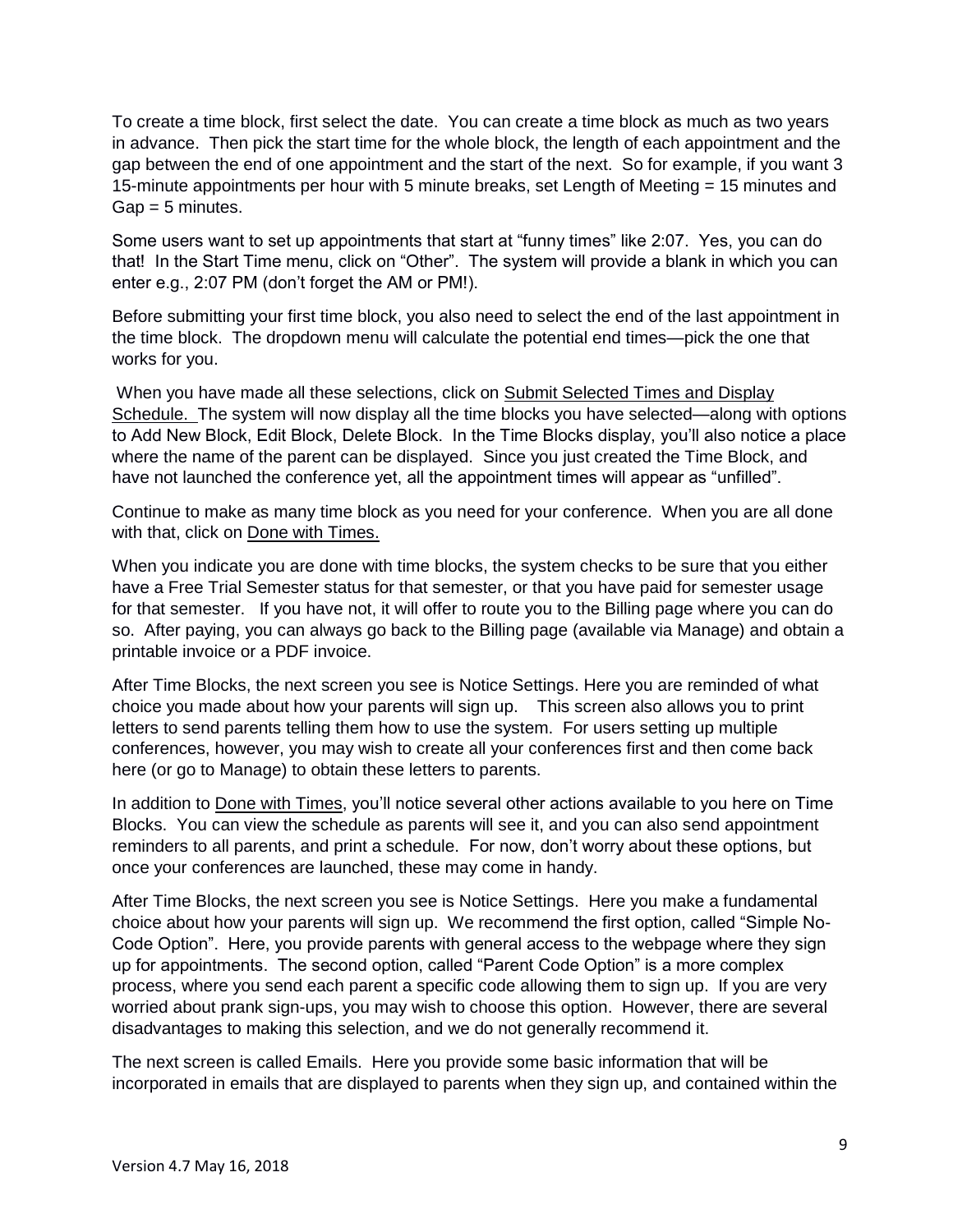To create a time block, first select the date. You can create a time block as much as two years in advance. Then pick the start time for the whole block, the length of each appointment and the gap between the end of one appointment and the start of the next. So for example, if you want 3 15-minute appointments per hour with 5 minute breaks, set Length of Meeting = 15 minutes and Gap = 5 minutes.

Some users want to set up appointments that start at "funny times" like 2:07. Yes, you can do that! In the Start Time menu, click on "Other". The system will provide a blank in which you can enter e.g., 2:07 PM (don't forget the AM or PM!).

Before submitting your first time block, you also need to select the end of the last appointment in the time block. The dropdown menu will calculate the potential end times—pick the one that works for you.

When you have made all these selections, click on <u>Submit Selected Times and Display Schedule.</u> The system will now display all the time blocks you have selected—along with options to Add New Block, Edit Block, Delete Block. In the Time Blocks display, you'll also notice a place where the name of the parent can be displayed. Since you just created the Time Block, and have not launched the conference yet, all the appointment times will appear as "unfilled".

Continue to make as many time block as you need for your conference. When you are all done with that, click on <u>Done with Times.</u>

When you indicate you are done with time blocks, the system checks to be sure that you either have a Free Trial Semester status for that semester, or that you have paid for semester usage for that semester. If you have not, it will offer to route you to the Billing page where you can do so. After paying, you can always go back to the Billing page (available via Manage) and obtain a printable invoice or a PDF invoice.

After Time Blocks, the next screen you see is Notice Settings. Here you are reminded of what choice you made about how your parents will sign up. This screen also allows you to print letters to send parents telling them how to use the system. For users setting up multiple conferences, however, you may wish to create all your conferences first and then come back here (or go to Manage) to obtain these letters to parents.

In addition to <u>Done with Times</u>, you'll notice several other actions available to you here on Time Blocks. You can view the schedule as parents will see it, and you can also send appointment reminders to all parents, and print a schedule. For now, don't worry about these options, but once your conferences are launched, these may come in handy.

After Time Blocks, the next screen you see is Notice Settings. Here you make a fundamental choice about how your parents will sign up. We recommend the first option, called "Simple No-Code Option". Here, you provide parents with general access to the webpage where they sign up for appointments. The second option, called "Parent Code Option" is a more complex process, where you send each parent a specific code allowing them to sign up. If you are very worried about prank sign-ups, you may wish to choose this option. However, there are several disadvantages to making this selection, and we do not generally recommend it.

The next screen is called Emails. Here you provide some basic information that will be incorporated in emails that are displayed to parents when they sign up, and contained within the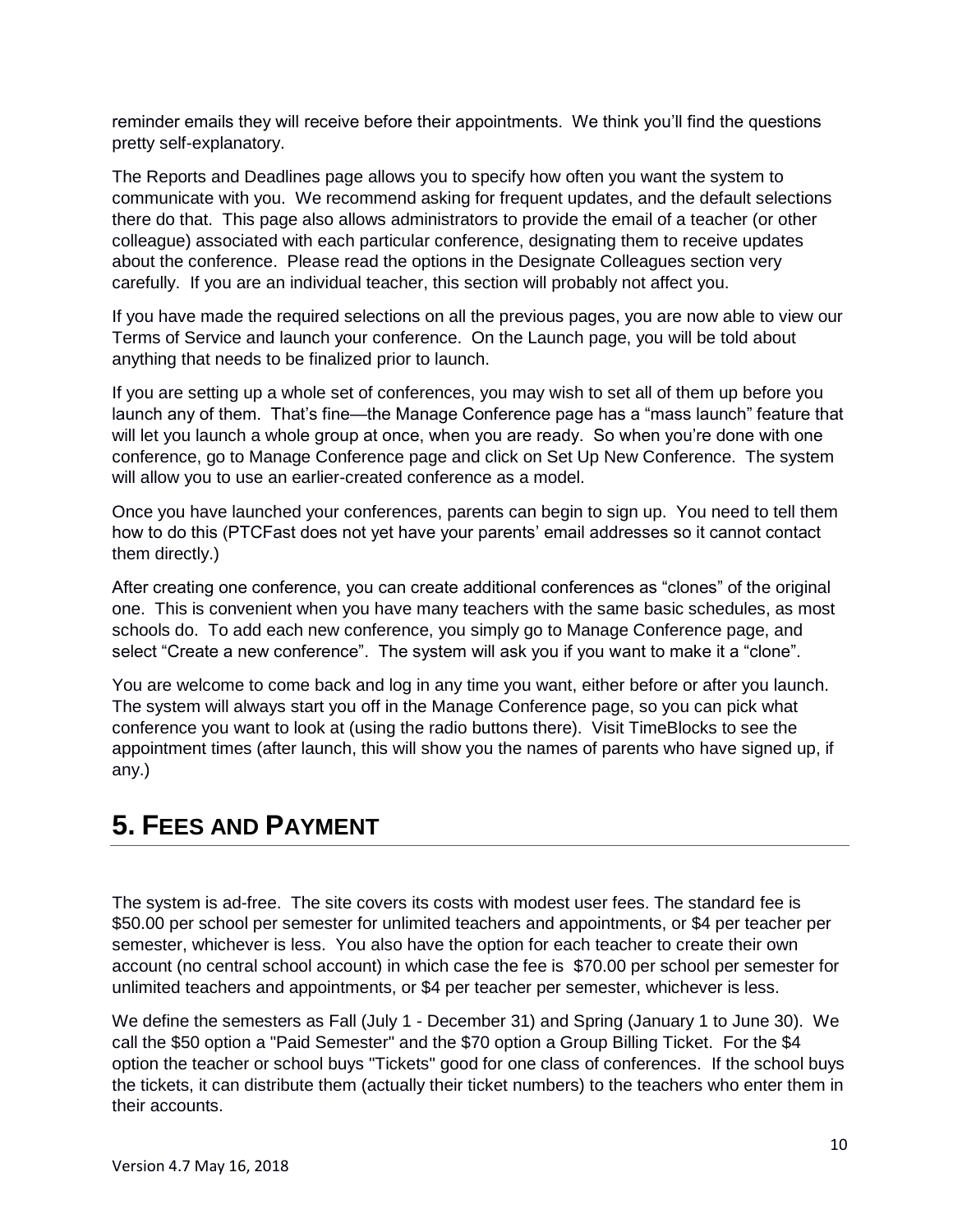reminder emails they will receive before their appointments. We think you'll find the questions pretty self-explanatory.

The Reports and Deadlines page allows you to specify how often you want the system to communicate with you. We recommend asking for frequent updates, and the default selections there do that. This page also allows administrators to provide the email of a teacher (or other colleague) associated with each particular conference, designating them to receive updates about the conference. Please read the options in the Designate Colleagues section very carefully. If you are an individual teacher, this section will probably not affect you.

If you have made the required selections on all the previous pages, you are now able to view our Terms of Service and launch your conference. On the Launch page, you will be told about anything that needs to be finalized prior to launch.

If you are setting up a whole set of conferences, you may wish to set all of them up before you launch any of them. That's fine—the Manage Conference page has a "mass launch" feature that will let you launch a whole group at once, when you are ready. So when you're done with one conference, go to Manage Conference page and click on Set Up New Conference. The system will allow you to use an earlier-created conference as a model.

Once you have launched your conferences, parents can begin to sign up. You need to tell them how to do this (PTCFast does not yet have your parents' email addresses so it cannot contact them directly.)

After creating one conference, you can create additional conferences as "clones" of the original one. This is convenient when you have many teachers with the same basic schedules, as most schools do. To add each new conference, you simply go to Manage Conference page, and select "Create a new conference". The system will ask you if you want to make it a "clone".

You are welcome to come back and log in any time you want, either before or after you launch. The system will always start you off in the Manage Conference page, so you can pick what conference you want to look at (using the radio buttons there). Visit TimeBlocks to see the appointment times (after launch, this will show you the names of parents who have signed up, if any.)

# 5. Fees and Payment

The system is ad-free. The site covers its costs with modest user fees. The standard fee is $50.00 per school per semester for unlimited teachers and appointments, or $4 per teacher per semester, whichever is less. You also have the option for each teacher to create their own account (no central school account) in which case the fee is $70.00 per school per semester for unlimited teachers and appointments, or $4 per teacher per semester, whichever is less.

We define the semesters as Fall (July 1 - December 31) and Spring (January 1 to June 30). We call the $50 option a "Paid Semester" and the $70 option a Group Billing Ticket. For the $4 option the teacher or school buys "Tickets" good for one class of conferences. If the school buys the tickets, it can distribute them (actually their ticket numbers) to the teachers who enter them in their accounts.

Version 4.7 May 16, 2018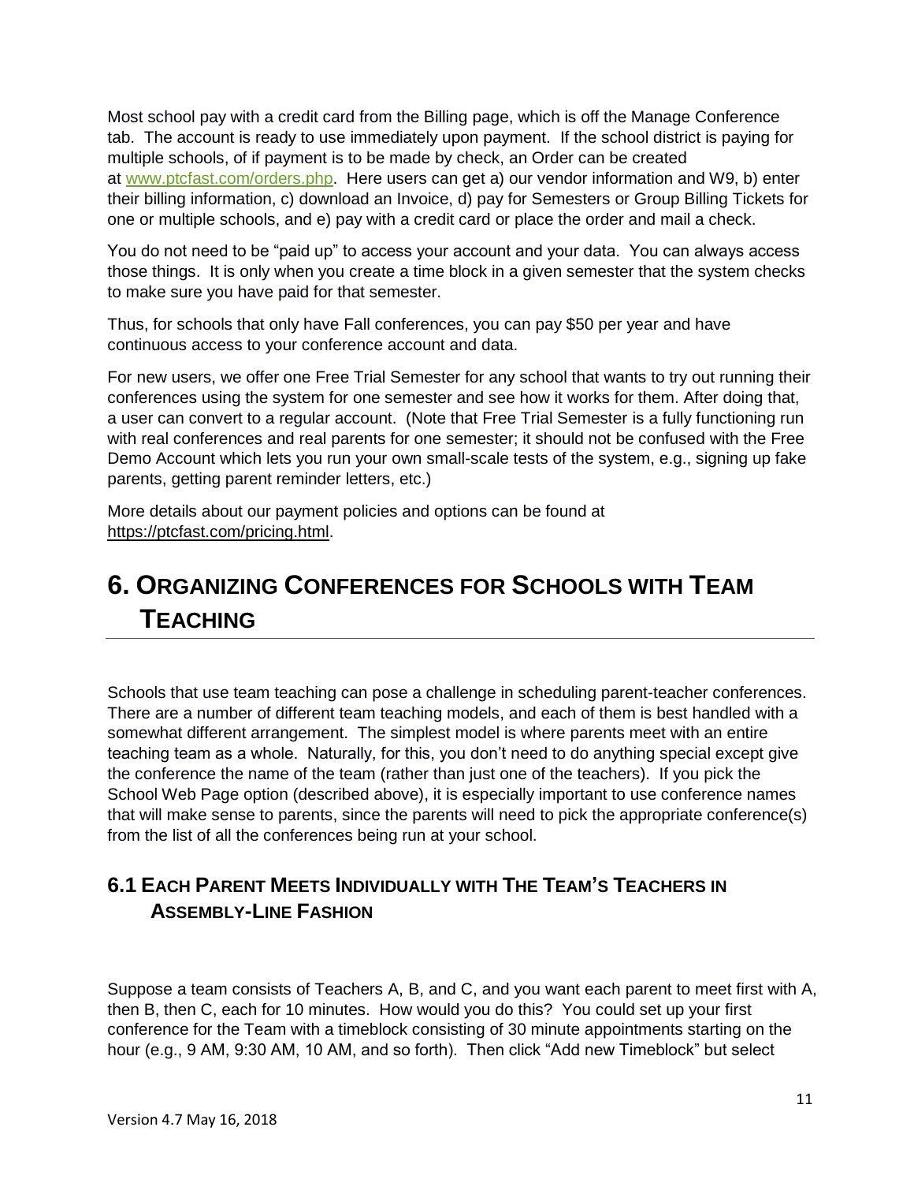Most school pay with a credit card from the Billing page, which is off the Manage Conference tab. The account is ready to use immediately upon payment. If the school district is paying for multiple schools, of if payment is to be made by check, an Order can be created at [www.ptcfast.com/orders.php](www.ptcfast.com/orders.php). Here users can get a) our vendor information and W9, b) enter their billing information, c) download an Invoice, d) pay for Semesters or Group Billing Tickets for one or multiple schools, and e) pay with a credit card or place the order and mail a check.

You do not need to be "paid up" to access your account and your data. You can always access those things. It is only when you create a time block in a given semester that the system checks to make sure you have paid for that semester.

Thus, for schools that only have Fall conferences, you can pay $50 per year and have continuous access to your conference account and data.

For new users, we offer one Free Trial Semester for any school that wants to try out running their conferences using the system for one semester and see how it works for them. After doing that, a user can convert to a regular account. (Note that Free Trial Semester is a fully functioning run with real conferences and real parents for one semester; it should not be confused with the Free Demo Account which lets you run your own small-scale tests of the system, e.g., signing up fake parents, getting parent reminder letters, etc.)

More details about our payment policies and options can be found at [https://ptcfast.com/pricing.html](https://ptcfast.com/pricing.html).

# 6. Organizing Conferences for Schools with Team Teaching

Schools that use team teaching can pose a challenge in scheduling parent-teacher conferences. There are a number of different team teaching models, and each of them is best handled with a somewhat different arrangement. The simplest model is where parents meet with an entire teaching team as a whole. Naturally, for this, you don't need to do anything special except give the conference the name of the team (rather than just one of the teachers). If you pick the School Web Page option (described above), it is especially important to use conference names that will make sense to parents, since the parents will need to pick the appropriate conference(s) from the list of all the conferences being run at your school.

## 6.1 Each Parent Meets Individually with The Team's Teachers in Assembly-Line Fashion

Suppose a team consists of Teachers A, B, and C, and you want each parent to meet first with A, then B, then C, each for 10 minutes. How would you do this? You could set up your first conference for the Team with a timeblock consisting of 30 minute appointments starting on the hour (e.g., 9 AM, 9:30 AM, 10 AM, and so forth). Then click "Add new Timeblock" but select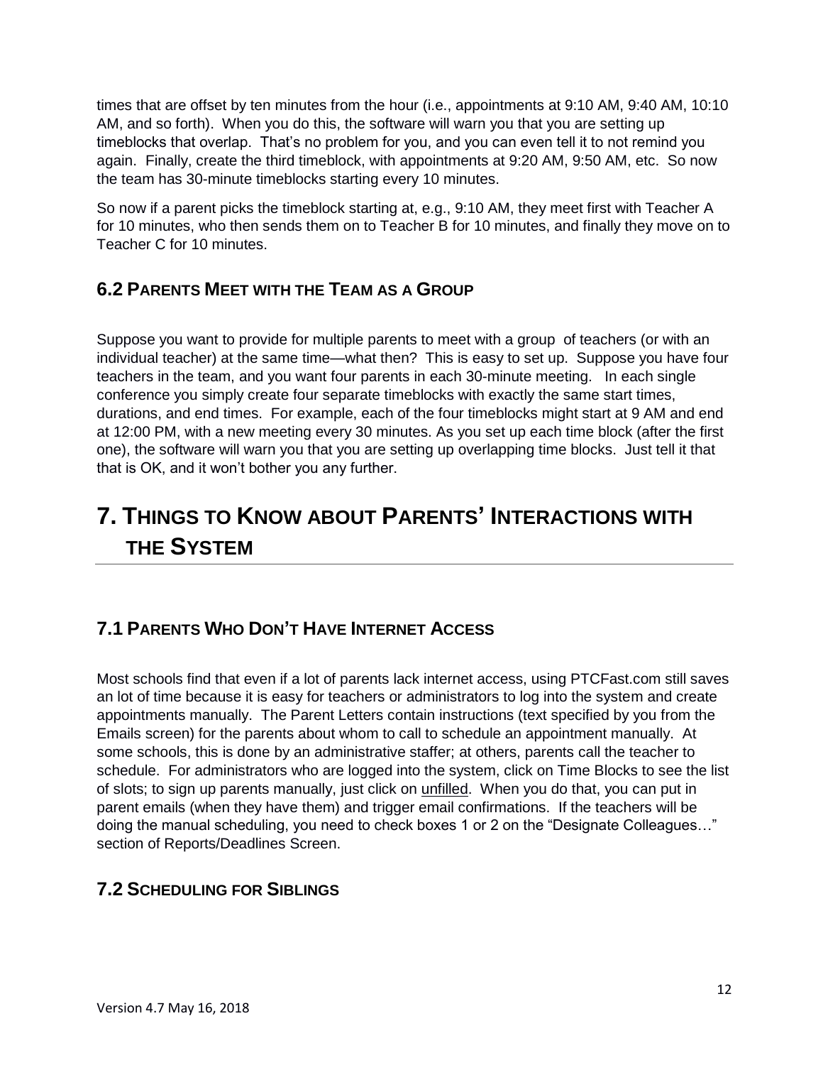times that are offset by ten minutes from the hour (i.e., appointments at 9:10 AM, 9:40 AM, 10:10 AM, and so forth). When you do this, the software will warn you that you are setting up timeblocks that overlap. That's no problem for you, and you can even tell it to not remind you again. Finally, create the third timeblock, with appointments at 9:20 AM, 9:50 AM, etc. So now the team has 30-minute timeblocks starting every 10 minutes.

So now if a parent picks the timeblock starting at, e.g., 9:10 AM, they meet first with Teacher A for 10 minutes, who then sends them on to Teacher B for 10 minutes, and finally they move on to Teacher C for 10 minutes.

### 6.2 Parents Meet with the Team as a Group

Suppose you want to provide for multiple parents to meet with a group of teachers (or with an individual teacher) at the same time—what then? This is easy to set up. Suppose you have four teachers in the team, and you want four parents in each 30-minute meeting. In each single conference you simply create four separate timeblocks with exactly the same start times, durations, and end times. For example, each of the four timeblocks might start at 9 AM and end at 12:00 PM, with a new meeting every 30 minutes. As you set up each time block (after the first one), the software will warn you that you are setting up overlapping time blocks. Just tell it that that is OK, and it won't bother you any further.

## 7. Things to Know about Parents' Interactions with the System

### 7.1 Parents Who Don't Have Internet Access

Most schools find that even if a lot of parents lack internet access, using PTCFast.com still saves an lot of time because it is easy for teachers or administrators to log into the system and create appointments manually. The Parent Letters contain instructions (text specified by you from the Emails screen) for the parents about whom to call to schedule an appointment manually. At some schools, this is done by an administrative staffer; at others, parents call the teacher to schedule. For administrators who are logged into the system, click on Time Blocks to see the list of slots; to sign up parents manually, just click on unfilled. When you do that, you can put in parent emails (when they have them) and trigger email confirmations. If the teachers will be doing the manual scheduling, you need to check boxes 1 or 2 on the "Designate Colleagues…" section of Reports/Deadlines Screen.

### 7.2 Scheduling for Siblings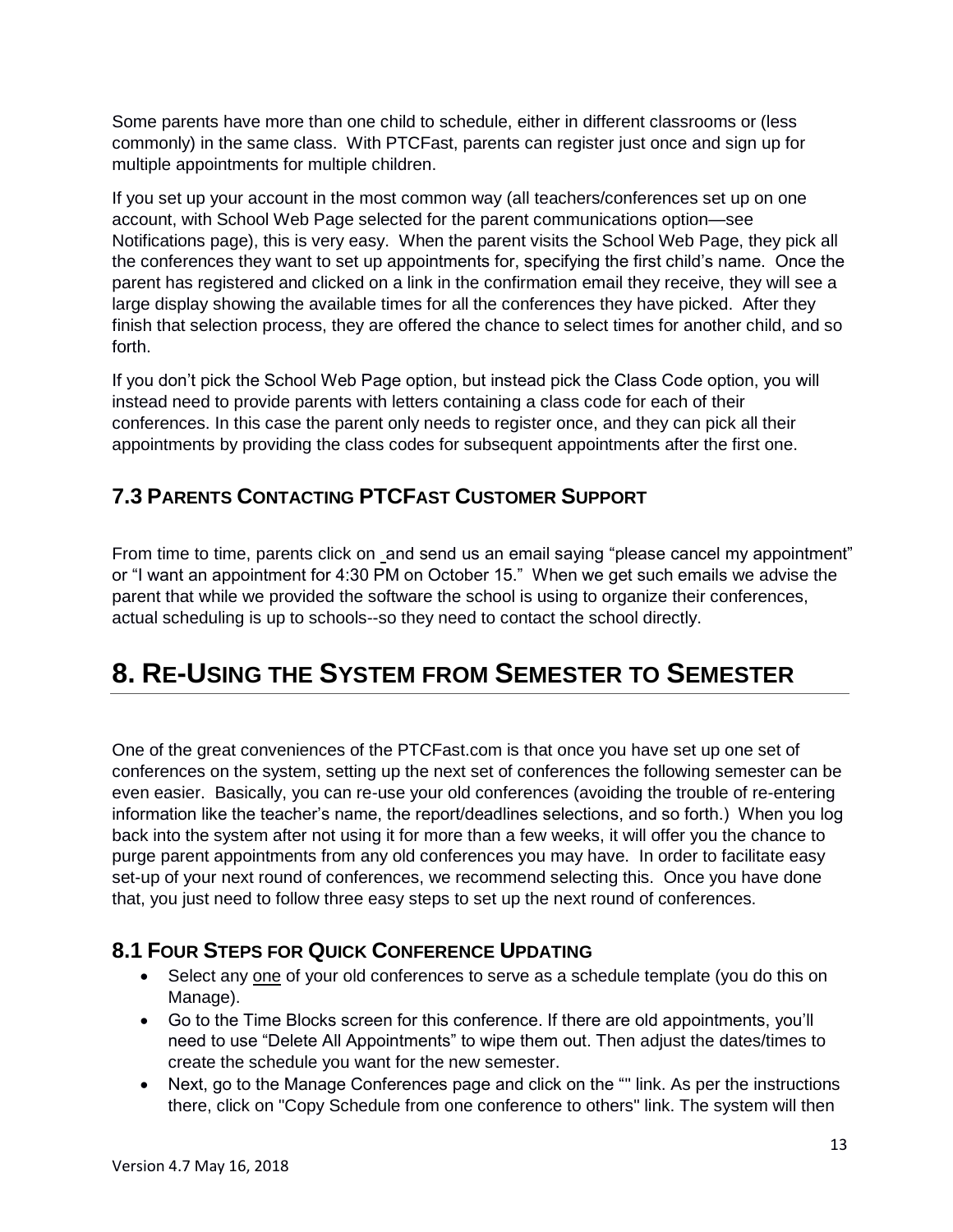Some parents have more than one child to schedule, either in different classrooms or (less commonly) in the same class. With PTCFast, parents can register just once and sign up for multiple appointments for multiple children.

If you set up your account in the most common way (all teachers/conferences set up on one account, with School Web Page selected for the parent communications option—see Notifications page), this is very easy. When the parent visits the School Web Page, they pick all the conferences they want to set up appointments for, specifying the first child's name. Once the parent has registered and clicked on a link in the confirmation email they receive, they will see a large display showing the available times for all the conferences they have picked. After they finish that selection process, they are offered the chance to select times for another child, and so forth.

If you don't pick the School Web Page option, but instead pick the Class Code option, you will instead need to provide parents with letters containing a class code for each of their conferences. In this case the parent only needs to register once, and they can pick all their appointments by providing the class codes for subsequent appointments after the first one.

## 7.3 Parents Contacting PTCFast Customer Support

From time to time, parents click on and send us an email saying "please cancel my appointment" or "I want an appointment for 4:30 PM on October 15." When we get such emails we advise the parent that while we provided the software the school is using to organize their conferences, actual scheduling is up to schools--so they need to contact the school directly.

# 8. Re-Using the System from Semester to Semester

One of the great conveniences of the PTCFast.com is that once you have set up one set of conferences on the system, setting up the next set of conferences the following semester can be even easier. Basically, you can re-use your old conferences (avoiding the trouble of re-entering information like the teacher's name, the report/deadlines selections, and so forth.) When you log back into the system after not using it for more than a few weeks, it will offer you the chance to purge parent appointments from any old conferences you may have. In order to facilitate easy set-up of your next round of conferences, we recommend selecting this. Once you have done that, you just need to follow three easy steps to set up the next round of conferences.

## 8.1 Four Steps for Quick Conference Updating

- Select any <u>one</u> of your old conferences to serve as a schedule template (you do this on Manage).
- Go to the Time Blocks screen for this conference. If there are old appointments, you'll need to use "Delete All Appointments" to wipe them out. Then adjust the dates/times to create the schedule you want for the new semester.
- Next, go to the Manage Conferences page and click on the "" link. As per the instructions there, click on "Copy Schedule from one conference to others" link. The system will then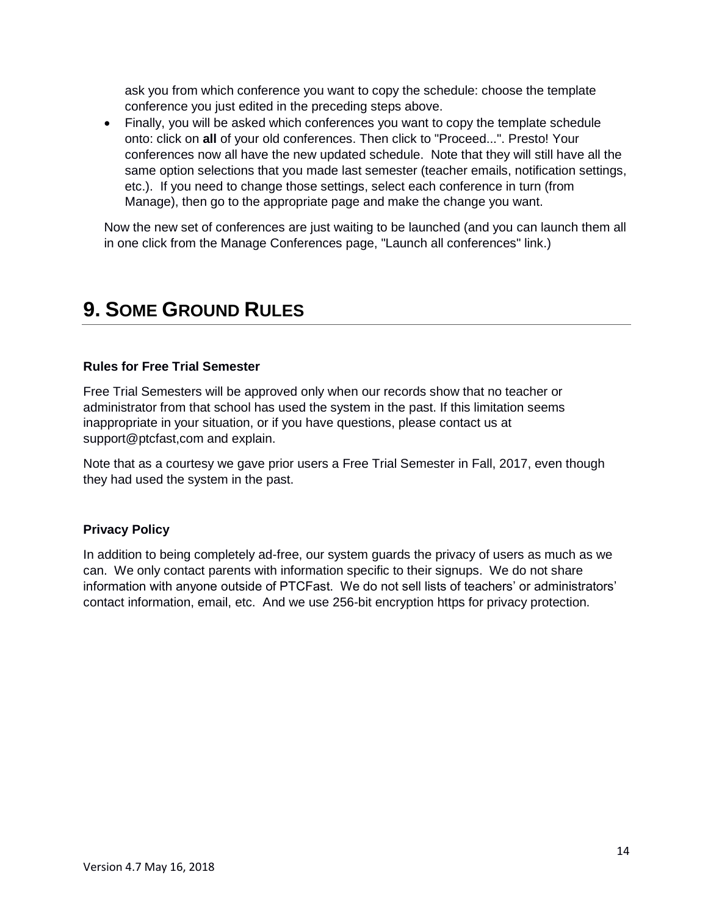ask you from which conference you want to copy the schedule: choose the template conference you just edited in the preceding steps above.

- Finally, you will be asked which conferences you want to copy the template schedule onto: click on **all** of your old conferences. Then click to "Proceed...". Presto! Your conferences now all have the new updated schedule. Note that they will still have all the same option selections that you made last semester (teacher emails, notification settings, etc.). If you need to change those settings, select each conference in turn (from Manage), then go to the appropriate page and make the change you want.

Now the new set of conferences are just waiting to be launched (and you can launch them all in one click from the Manage Conferences page, "Launch all conferences" link.)

# 9. Some Ground Rules

### Rules for Free Trial Semester

Free Trial Semesters will be approved only when our records show that no teacher or administrator from that school has used the system in the past. If this limitation seems inappropriate in your situation, or if you have questions, please contact us at support@ptcfast,com and explain.

Note that as a courtesy we gave prior users a Free Trial Semester in Fall, 2017, even though they had used the system in the past.

### Privacy Policy

In addition to being completely ad-free, our system guards the privacy of users as much as we can. We only contact parents with information specific to their signups. We do not share information with anyone outside of PTCFast. We do not sell lists of teachers' or administrators' contact information, email, etc. And we use 256-bit encryption https for privacy protection.